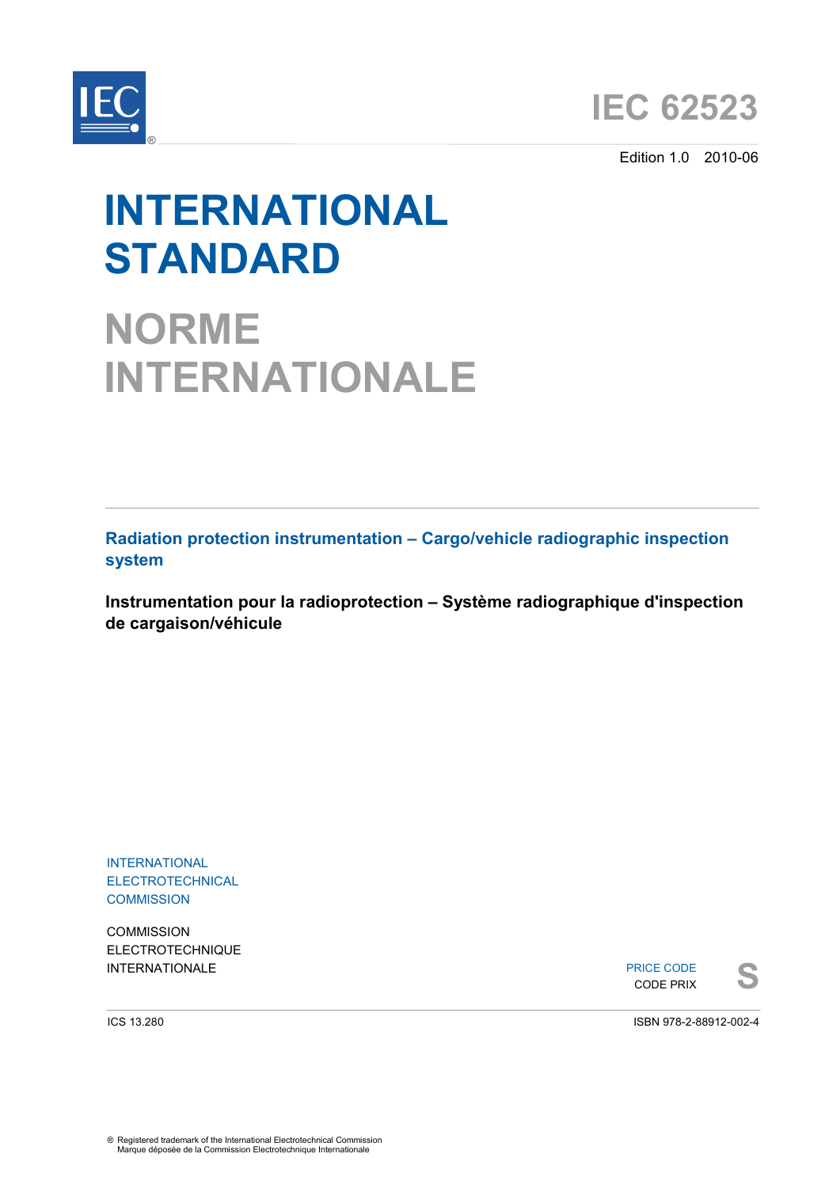IEC 62523

Edition 1.0 2010-06

# INTERNATIONAL STANDARD

# NORME INTERNATIONALE

**Radiation protection instrumentation – Cargo/vehicle radiographic inspection system**

**Instrumentation pour la radioprotection – Système radiographique d'inspection de cargaison/véhicule**

INTERNATIONAL ELECTROTECHNICAL COMMISSION

COMMISSION ELECTROTECHNIQUE INTERNATIONALE

PRICE CODE
CODE PRIX **S**

ICS 13.280

ISBN 978-2-88912-002-4

® Registered trademark of the International Electrotechnical Commission
Marque déposée de la Commission Electrotechnique Internationale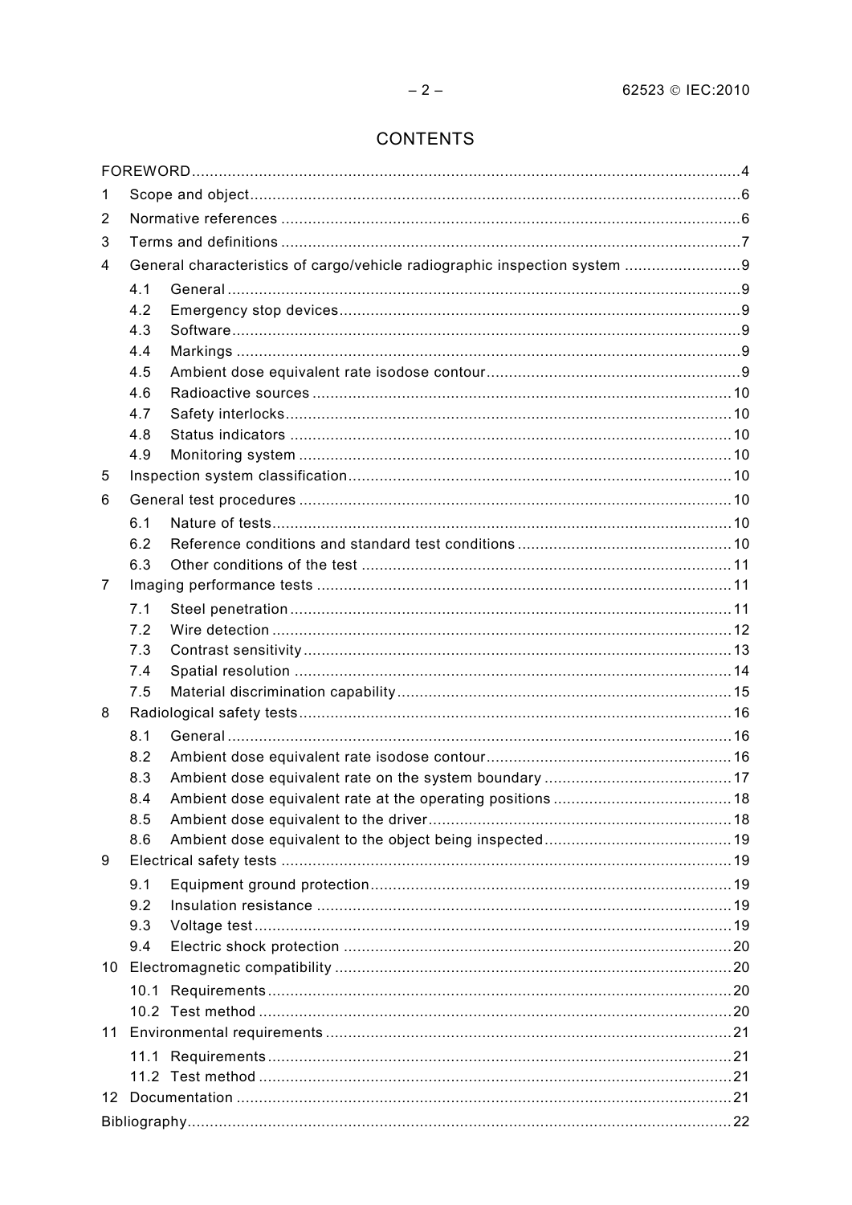# CONTENTS

FOREWORD ....................................................................................................................... 4

1 Scope and object ........................................................................................................... 6

2 Normative references ..................................................................................................... 6

3 Terms and definitions ..................................................................................................... 7

4 General characteristics of cargo/vehicle radiographic inspection system .......................... 9

 4.1 General ................................................................................................................. 9

 4.2 Emergency stop devices ........................................................................................ 9

 4.3 Software ................................................................................................................ 9

 4.4 Markings ............................................................................................................... 9

 4.5 Ambient dose equivalent rate isodose contour ....................................................... 9

 4.6 Radioactive sources ............................................................................................ 10

 4.7 Safety interlocks .................................................................................................. 10

 4.8 Status indicators .................................................................................................. 10

 4.9 Monitoring system ................................................................................................ 10

5 Inspection system classification ..................................................................................... 10

6 General test procedures ................................................................................................ 10

 6.1 Nature of tests ..................................................................................................... 10

 6.2 Reference conditions and standard test conditions ............................................... 10

 6.3 Other conditions of the test ................................................................................. 11

7 Imaging performance tests ............................................................................................ 11

 7.1 Steel penetration ................................................................................................. 11

 7.2 Wire detection ..................................................................................................... 12

 7.3 Contrast sensitivity .............................................................................................. 13

 7.4 Spatial resolution ................................................................................................ 14

 7.5 Material discrimination capability .......................................................................... 15

8 Radiological safety tests ................................................................................................ 16

 8.1 General ............................................................................................................... 16

 8.2 Ambient dose equivalent rate isodose contour ...................................................... 16

 8.3 Ambient dose equivalent rate on the system boundary ......................................... 17

 8.4 Ambient dose equivalent rate at the operating positions ....................................... 18

 8.5 Ambient dose equivalent to the driver .................................................................. 18

 8.6 Ambient dose equivalent to the object being inspected ......................................... 19

9 Electrical safety tests .................................................................................................... 19

 9.1 Equipment ground protection ................................................................................ 19

 9.2 Insulation resistance ............................................................................................ 19

 9.3 Voltage test .......................................................................................................... 19

 9.4 Electric shock protection ...................................................................................... 20

10 Electromagnetic compatibility ........................................................................................ 20

 10.1 Requirements ...................................................................................................... 20

 10.2 Test method ........................................................................................................ 20

11 Environmental requirements .......................................................................................... 21

 11.1 Requirements ...................................................................................................... 21

 11.2 Test method ........................................................................................................ 21

12 Documentation ............................................................................................................. 21

Bibliography ..................................................................................................................... 22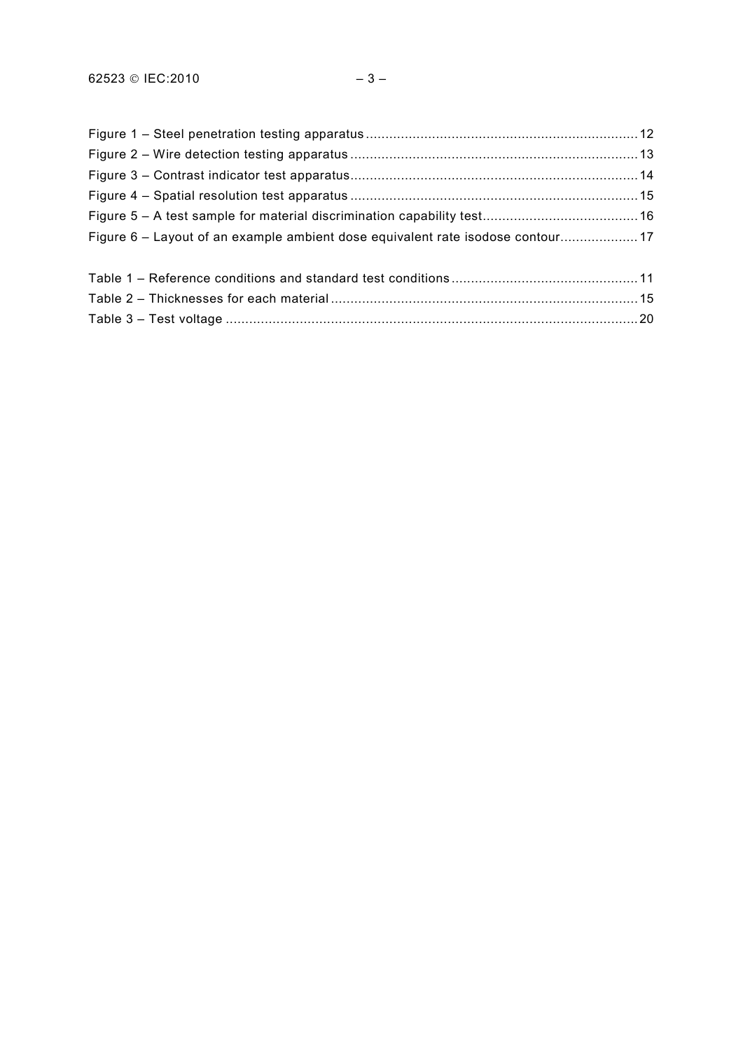Figure 1 – Steel penetration testing apparatus ..................................................................... 12
Figure 2 – Wire detection testing apparatus ......................................................................... 13
Figure 3 – Contrast indicator test apparatus......................................................................... 14
Figure 4 – Spatial resolution test apparatus ......................................................................... 15
Figure 5 – A test sample for material discrimination capability test....................................... 16
Figure 6 – Layout of an example ambient dose equivalent rate isodose contour.................... 17

Table 1 – Reference conditions and standard test conditions ............................................... 11
Table 2 – Thicknesses for each material .............................................................................. 15
Table 3 – Test voltage ......................................................................................................... 20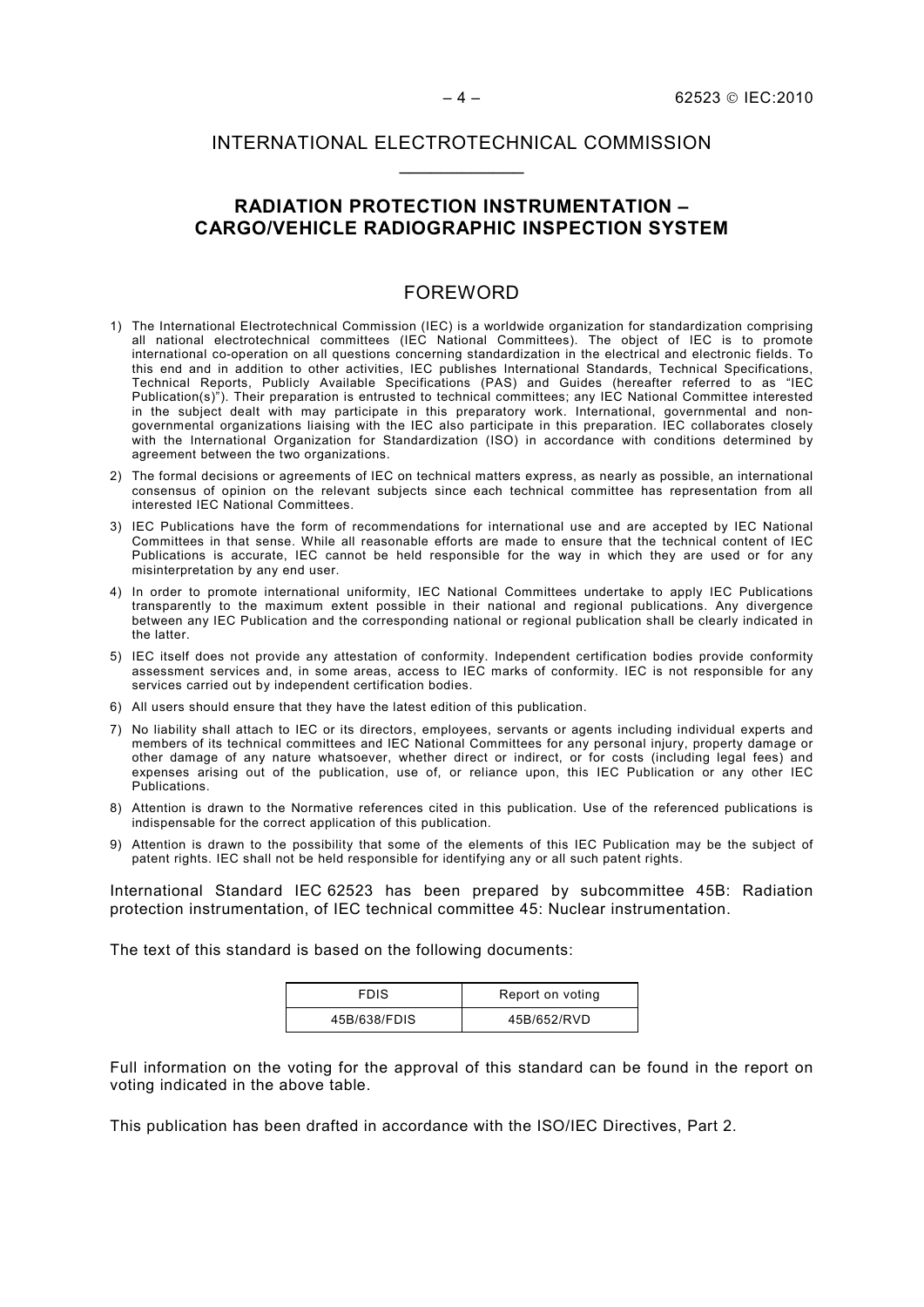# INTERNATIONAL ELECTROTECHNICAL COMMISSION

## RADIATION PROTECTION INSTRUMENTATION – CARGO/VEHICLE RADIOGRAPHIC INSPECTION SYSTEM

## FOREWORD

1) The International Electrotechnical Commission (IEC) is a worldwide organization for standardization comprising all national electrotechnical committees (IEC National Committees). The object of IEC is to promote international co-operation on all questions concerning standardization in the electrical and electronic fields. To this end and in addition to other activities, IEC publishes International Standards, Technical Specifications, Technical Reports, Publicly Available Specifications (PAS) and Guides (hereafter referred to as "IEC Publication(s)"). Their preparation is entrusted to technical committees; any IEC National Committee interested in the subject dealt with may participate in this preparatory work. International, governmental and non-governmental organizations liaising with the IEC also participate in this preparation. IEC collaborates closely with the International Organization for Standardization (ISO) in accordance with conditions determined by agreement between the two organizations.
2) The formal decisions or agreements of IEC on technical matters express, as nearly as possible, an international consensus of opinion on the relevant subjects since each technical committee has representation from all interested IEC National Committees.
3) IEC Publications have the form of recommendations for international use and are accepted by IEC National Committees in that sense. While all reasonable efforts are made to ensure that the technical content of IEC Publications is accurate, IEC cannot be held responsible for the way in which they are used or for any misinterpretation by any end user.
4) In order to promote international uniformity, IEC National Committees undertake to apply IEC Publications transparently to the maximum extent possible in their national and regional publications. Any divergence between any IEC Publication and the corresponding national or regional publication shall be clearly indicated in the latter.
5) IEC itself does not provide any attestation of conformity. Independent certification bodies provide conformity assessment services and, in some areas, access to IEC marks of conformity. IEC is not responsible for any services carried out by independent certification bodies.
6) All users should ensure that they have the latest edition of this publication.
7) No liability shall attach to IEC or its directors, employees, servants or agents including individual experts and members of its technical committees and IEC National Committees for any personal injury, property damage or other damage of any nature whatsoever, whether direct or indirect, or for costs (including legal fees) and expenses arising out of the publication, use of, or reliance upon, this IEC Publication or any other IEC Publications.
8) Attention is drawn to the Normative references cited in this publication. Use of the referenced publications is indispensable for the correct application of this publication.
9) Attention is drawn to the possibility that some of the elements of this IEC Publication may be the subject of patent rights. IEC shall not be held responsible for identifying any or all such patent rights.

International Standard IEC 62523 has been prepared by subcommittee 45B: Radiation protection instrumentation, of IEC technical committee 45: Nuclear instrumentation.

The text of this standard is based on the following documents:

| FDIS | Report on voting |
|---|---|
| 45B/638/FDIS | 45B/652/RVD |

Full information on the voting for the approval of this standard can be found in the report on voting indicated in the above table.

This publication has been drafted in accordance with the ISO/IEC Directives, Part 2.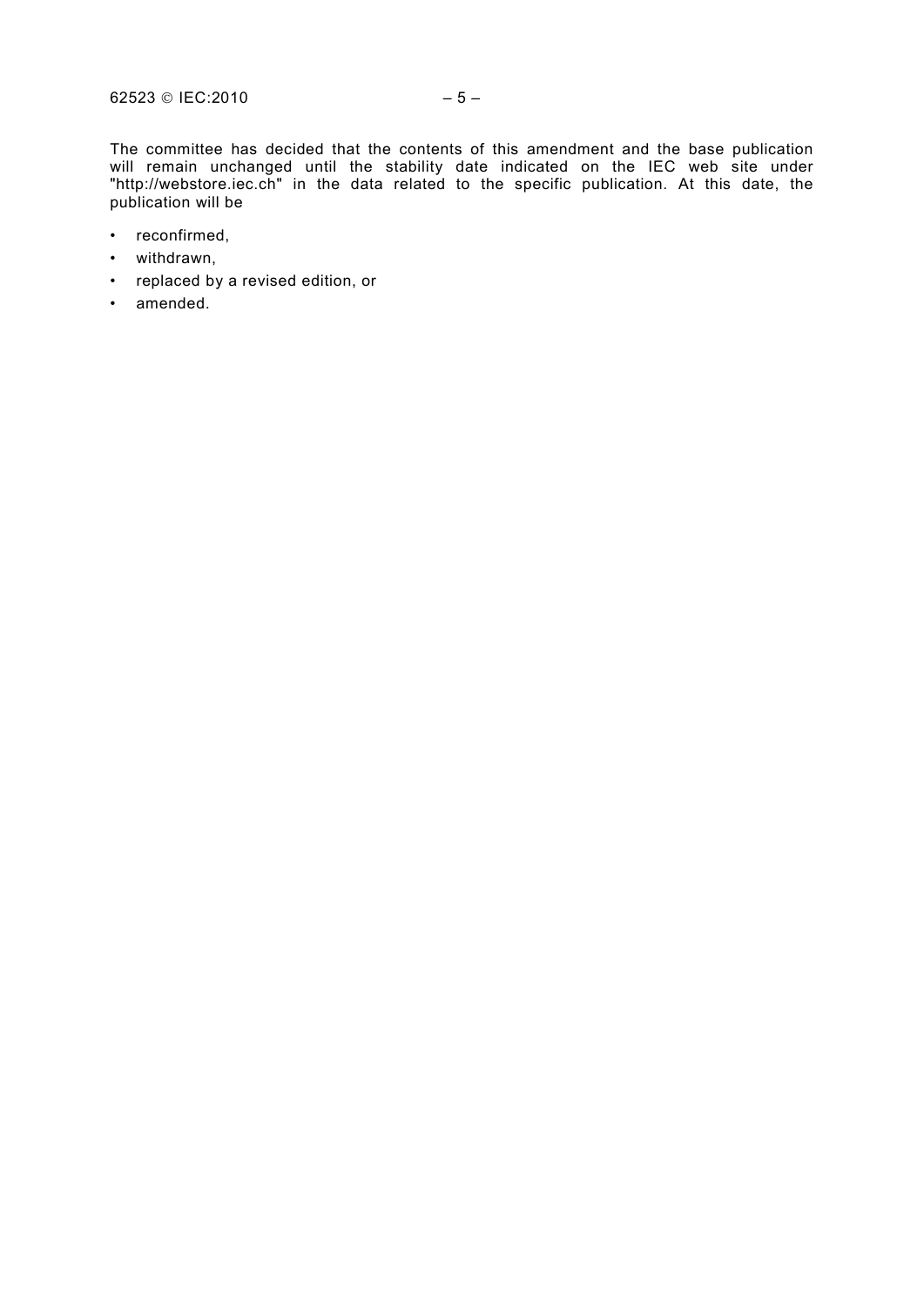The committee has decided that the contents of this amendment and the base publication will remain unchanged until the stability date indicated on the IEC web site under "http://webstore.iec.ch" in the data related to the specific publication. At this date, the publication will be

- reconfirmed,
- withdrawn,
- replaced by a revised edition, or
- amended.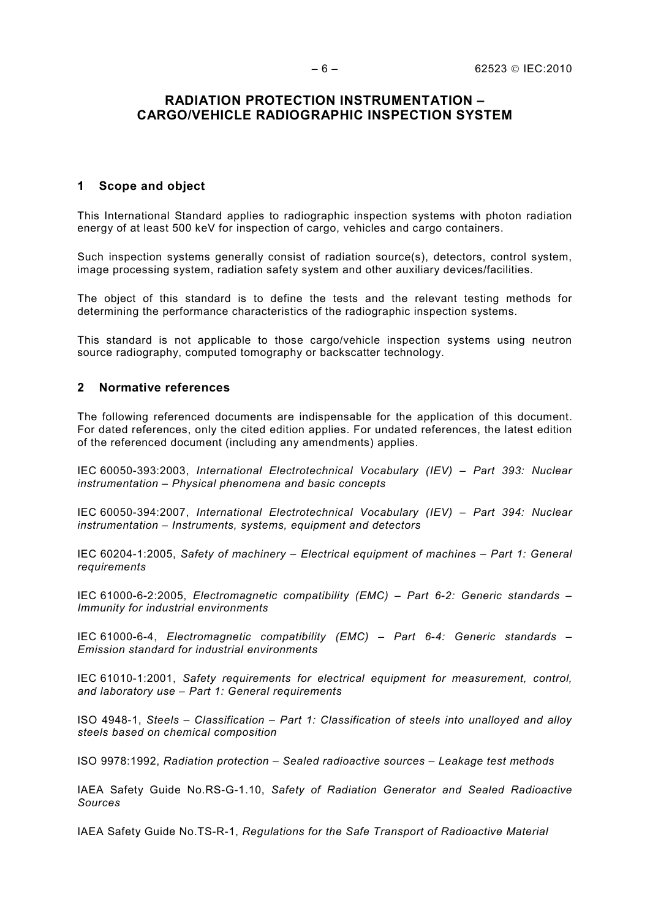# RADIATION PROTECTION INSTRUMENTATION – CARGO/VEHICLE RADIOGRAPHIC INSPECTION SYSTEM

## 1 Scope and object

This International Standard applies to radiographic inspection systems with photon radiation energy of at least 500 keV for inspection of cargo, vehicles and cargo containers.

Such inspection systems generally consist of radiation source(s), detectors, control system, image processing system, radiation safety system and other auxiliary devices/facilities.

The object of this standard is to define the tests and the relevant testing methods for determining the performance characteristics of the radiographic inspection systems.

This standard is not applicable to those cargo/vehicle inspection systems using neutron source radiography, computed tomography or backscatter technology.

## 2 Normative references

The following referenced documents are indispensable for the application of this document. For dated references, only the cited edition applies. For undated references, the latest edition of the referenced document (including any amendments) applies.

IEC 60050-393:2003, *International Electrotechnical Vocabulary (IEV) – Part 393: Nuclear instrumentation – Physical phenomena and basic concepts*

IEC 60050-394:2007, *International Electrotechnical Vocabulary (IEV) – Part 394: Nuclear instrumentation – Instruments, systems, equipment and detectors*

IEC 60204-1:2005, *Safety of machinery – Electrical equipment of machines – Part 1: General requirements*

IEC 61000-6-2:2005, *Electromagnetic compatibility (EMC) – Part 6-2: Generic standards – Immunity for industrial environments*

IEC 61000-6-4, *Electromagnetic compatibility (EMC) – Part 6-4: Generic standards – Emission standard for industrial environments*

IEC 61010-1:2001, *Safety requirements for electrical equipment for measurement, control, and laboratory use – Part 1: General requirements*

ISO 4948-1, *Steels – Classification – Part 1: Classification of steels into unalloyed and alloy steels based on chemical composition*

ISO 9978:1992, *Radiation protection – Sealed radioactive sources – Leakage test methods*

IAEA Safety Guide No.RS-G-1.10, *Safety of Radiation Generator and Sealed Radioactive Sources*

IAEA Safety Guide No.TS-R-1, *Regulations for the Safe Transport of Radioactive Material*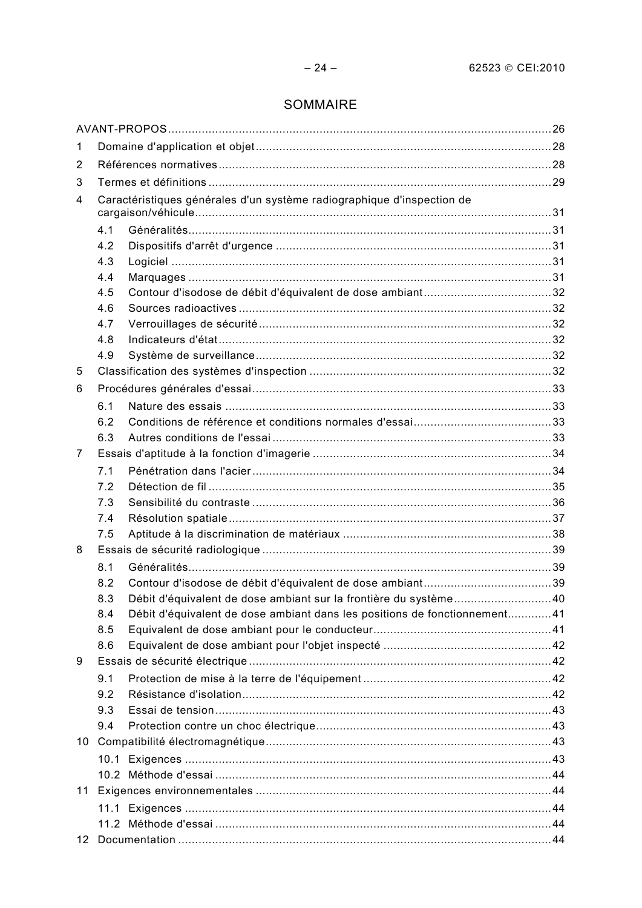# SOMMAIRE

AVANT-PROPOS .......... 26

1 Domaine d'application et objet .......... 28

2 Références normatives .......... 28

3 Termes et définitions .......... 29

4 Caractéristiques générales d'un système radiographique d'inspection de cargaison/véhicule .......... 31

- 4.1 Généralités .......... 31
- 4.2 Dispositifs d'arrêt d'urgence .......... 31
- 4.3 Logiciel .......... 31
- 4.4 Marquages .......... 31
- 4.5 Contour d'isodose de débit d'équivalent de dose ambiant .......... 32
- 4.6 Sources radioactives .......... 32
- 4.7 Verrouillages de sécurité .......... 32
- 4.8 Indicateurs d'état .......... 32
- 4.9 Système de surveillance .......... 32

5 Classification des systèmes d'inspection .......... 32

6 Procédures générales d'essai .......... 33

- 6.1 Nature des essais .......... 33
- 6.2 Conditions de référence et conditions normales d'essai .......... 33
- 6.3 Autres conditions de l'essai .......... 33

7 Essais d'aptitude à la fonction d'imagerie .......... 34

- 7.1 Pénétration dans l'acier .......... 34
- 7.2 Détection de fil .......... 35
- 7.3 Sensibilité du contraste .......... 36
- 7.4 Résolution spatiale .......... 37
- 7.5 Aptitude à la discrimination de matériaux .......... 38

8 Essais de sécurité radiologique .......... 39

- 8.1 Généralités .......... 39
- 8.2 Contour d'isodose de débit d'équivalent de dose ambiant .......... 39
- 8.3 Débit d'équivalent de dose ambiant sur la frontière du système .......... 40
- 8.4 Débit d'équivalent de dose ambiant dans les positions de fonctionnement .......... 41
- 8.5 Equivalent de dose ambiant pour le conducteur .......... 41
- 8.6 Equivalent de dose ambiant pour l'objet inspecté .......... 42

9 Essais de sécurité électrique .......... 42

- 9.1 Protection de mise à la terre de l'équipement .......... 42
- 9.2 Résistance d'isolation .......... 42
- 9.3 Essai de tension .......... 43
- 9.4 Protection contre un choc électrique .......... 43

10 Compatibilité électromagnétique .......... 43

- 10.1 Exigences .......... 43
- 10.2 Méthode d'essai .......... 44

11 Exigences environnementales .......... 44

- 11.1 Exigences .......... 44
- 11.2 Méthode d'essai .......... 44

12 Documentation .......... 44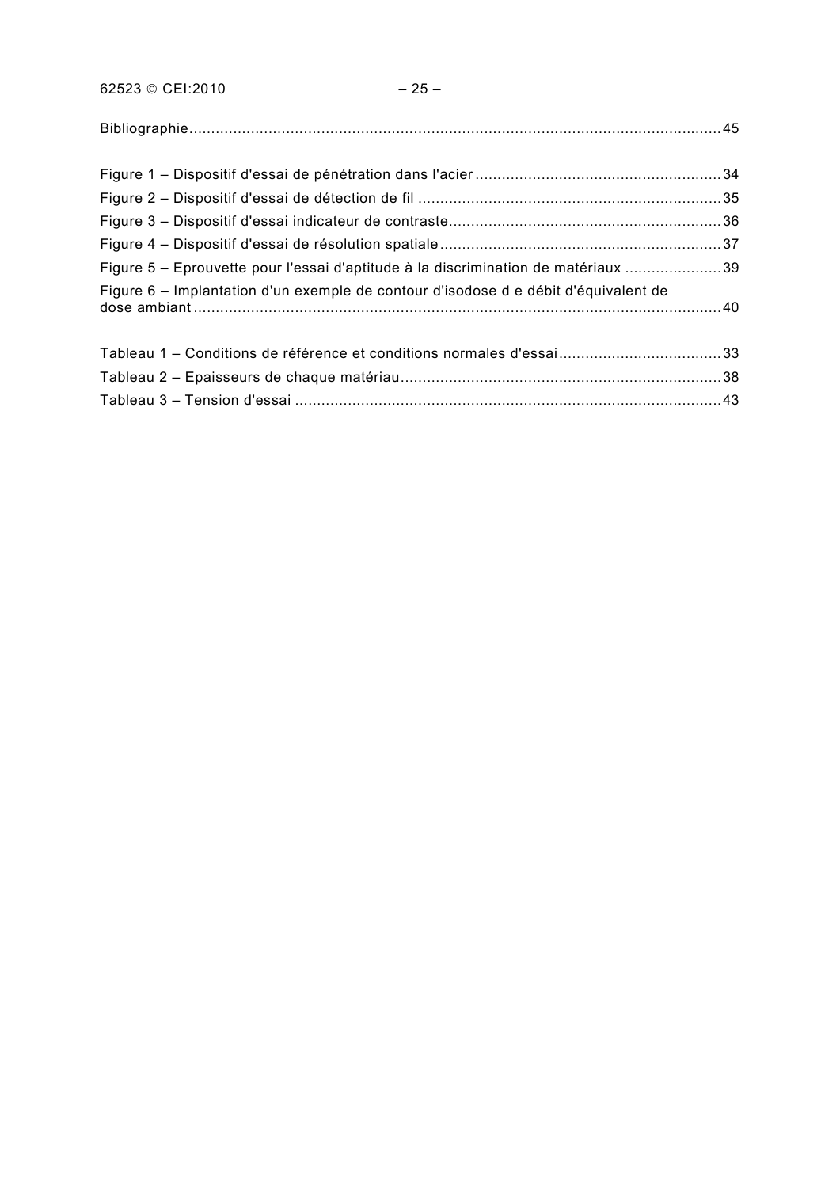Bibliographie........................................................................................................................45

Figure 1 – Dispositif d'essai de pénétration dans l'acier.......................................................34
Figure 2 – Dispositif d'essai de détection de fil ....................................................................35
Figure 3 – Dispositif d'essai indicateur de contraste.............................................................36
Figure 4 – Dispositif d'essai de résolution spatiale................................................................37
Figure 5 – Eprouvette pour l'essai d'aptitude à la discrimination de matériaux ......................39
Figure 6 – Implantation d'un exemple de contour d'isodose d e débit d'équivalent de dose ambiant.......................................................................................................................40

Tableau 1 – Conditions de référence et conditions normales d'essai....................................33
Tableau 2 – Epaisseurs de chaque matériau........................................................................38
Tableau 3 – Tension d'essai ................................................................................................43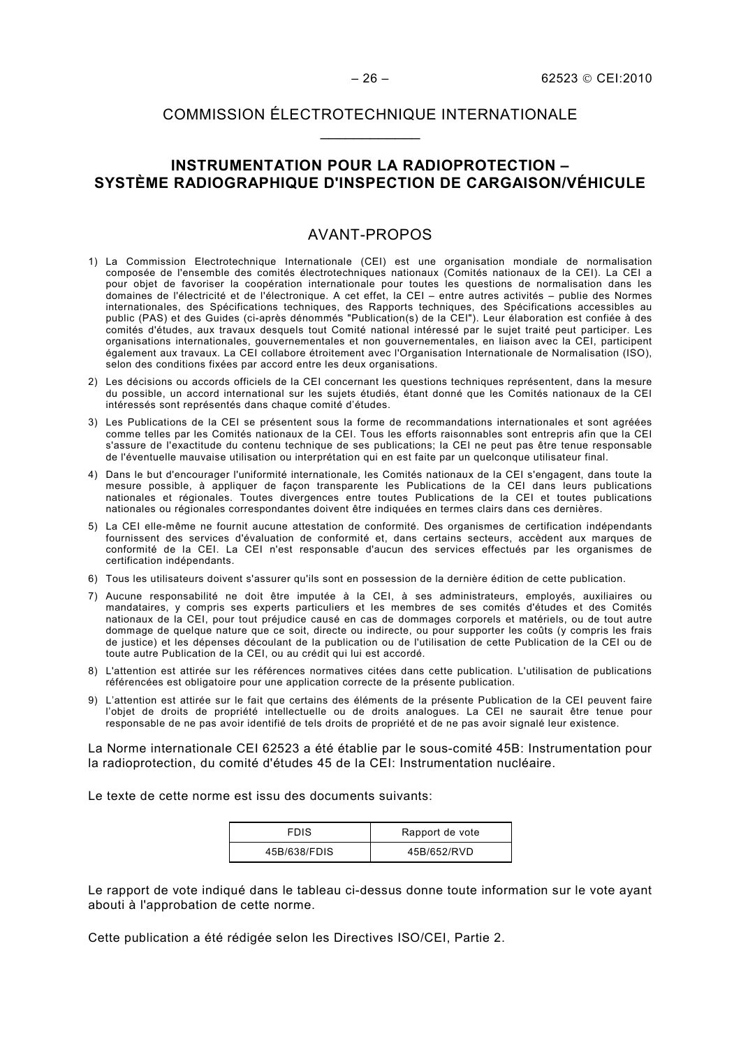COMMISSION ÉLECTROTECHNIQUE INTERNATIONALE

____________

# INSTRUMENTATION POUR LA RADIOPROTECTION – SYSTÈME RADIOGRAPHIQUE D'INSPECTION DE CARGAISON/VÉHICULE

## AVANT-PROPOS

1) La Commission Electrotechnique Internationale (CEI) est une organisation mondiale de normalisation composée de l'ensemble des comités électrotechniques nationaux (Comités nationaux de la CEI). La CEI a pour objet de favoriser la coopération internationale pour toutes les questions de normalisation dans les domaines de l'électricité et de l'électronique. A cet effet, la CEI – entre autres activités – publie des Normes internationales, des Spécifications techniques, des Rapports techniques, des Spécifications accessibles au public (PAS) et des Guides (ci-après dénommés "Publication(s) de la CEI"). Leur élaboration est confiée à des comités d'études, aux travaux desquels tout Comité national intéressé par le sujet traité peut participer. Les organisations internationales, gouvernementales et non gouvernementales, en liaison avec la CEI, participent également aux travaux. La CEI collabore étroitement avec l'Organisation Internationale de Normalisation (ISO), selon des conditions fixées par accord entre les deux organisations.
2) Les décisions ou accords officiels de la CEI concernant les questions techniques représentent, dans la mesure du possible, un accord international sur les sujets étudiés, étant donné que les Comités nationaux de la CEI intéressés sont représentés dans chaque comité d'études.
3) Les Publications de la CEI se présentent sous la forme de recommandations internationales et sont agréées comme telles par les Comités nationaux de la CEI. Tous les efforts raisonnables sont entrepris afin que la CEI s'assure de l'exactitude du contenu technique de ses publications; la CEI ne peut pas être tenue responsable de l'éventuelle mauvaise utilisation ou interprétation qui en est faite par un quelconque utilisateur final.
4) Dans le but d'encourager l'uniformité internationale, les Comités nationaux de la CEI s'engagent, dans toute la mesure possible, à appliquer de façon transparente les Publications de la CEI dans leurs publications nationales et régionales. Toutes divergences entre toutes Publications de la CEI et toutes publications nationales ou régionales correspondantes doivent être indiquées en termes clairs dans ces dernières.
5) La CEI elle-même ne fournit aucune attestation de conformité. Des organismes de certification indépendants fournissent des services d'évaluation de conformité et, dans certains secteurs, accèdent aux marques de conformité de la CEI. La CEI n'est responsable d'aucun des services effectués par les organismes de certification indépendants.
6) Tous les utilisateurs doivent s'assurer qu'ils sont en possession de la dernière édition de cette publication.
7) Aucune responsabilité ne doit être imputée à la CEI, à ses administrateurs, employés, auxiliaires ou mandataires, y compris ses experts particuliers et les membres de ses comités d'études et des Comités nationaux de la CEI, pour tout préjudice causé en cas de dommages corporels et matériels, ou de tout autre dommage de quelque nature que ce soit, directe ou indirecte, ou pour supporter les coûts (y compris les frais de justice) et les dépenses découlant de la publication ou de l'utilisation de cette Publication de la CEI ou de toute autre Publication de la CEI, ou au crédit qui lui est accordé.
8) L'attention est attirée sur les références normatives citées dans cette publication. L'utilisation de publications référencées est obligatoire pour une application correcte de la présente publication.
9) L'attention est attirée sur le fait que certains des éléments de la présente Publication de la CEI peuvent faire l'objet de droits de propriété intellectuelle ou de droits analogues. La CEI ne saurait être tenue pour responsable de ne pas avoir identifié de tels droits de propriété et de ne pas avoir signalé leur existence.

La Norme internationale CEI 62523 a été établie par le sous-comité 45B: Instrumentation pour la radioprotection, du comité d'études 45 de la CEI: Instrumentation nucléaire.

Le texte de cette norme est issu des documents suivants:

| FDIS | Rapport de vote |
|---|---|
| 45B/638/FDIS | 45B/652/RVD |

Le rapport de vote indiqué dans le tableau ci-dessus donne toute information sur le vote ayant abouti à l'approbation de cette norme.

Cette publication a été rédigée selon les Directives ISO/CEI, Partie 2.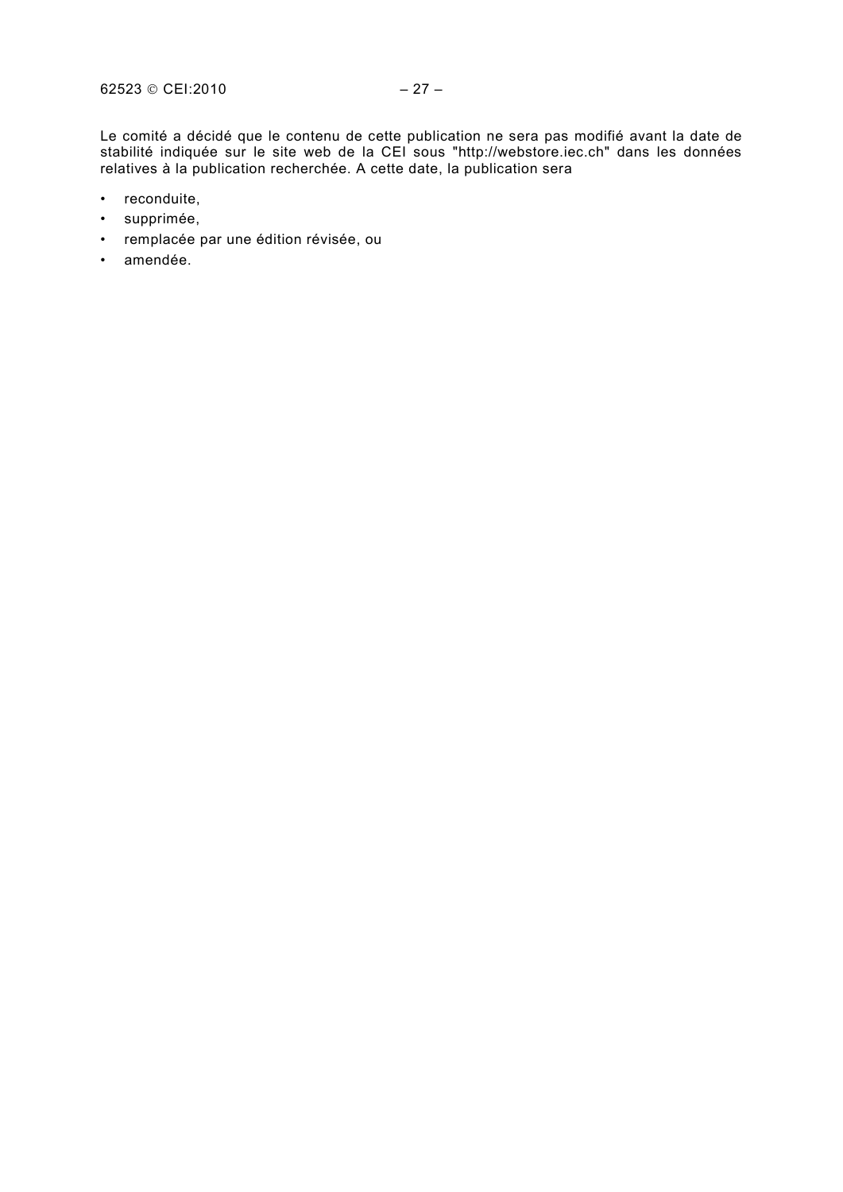Le comité a décidé que le contenu de cette publication ne sera pas modifié avant la date de stabilité indiquée sur le site web de la CEI sous "http://webstore.iec.ch" dans les données relatives à la publication recherchée. A cette date, la publication sera

- reconduite,
- supprimée,
- remplacée par une édition révisée, ou
- amendée.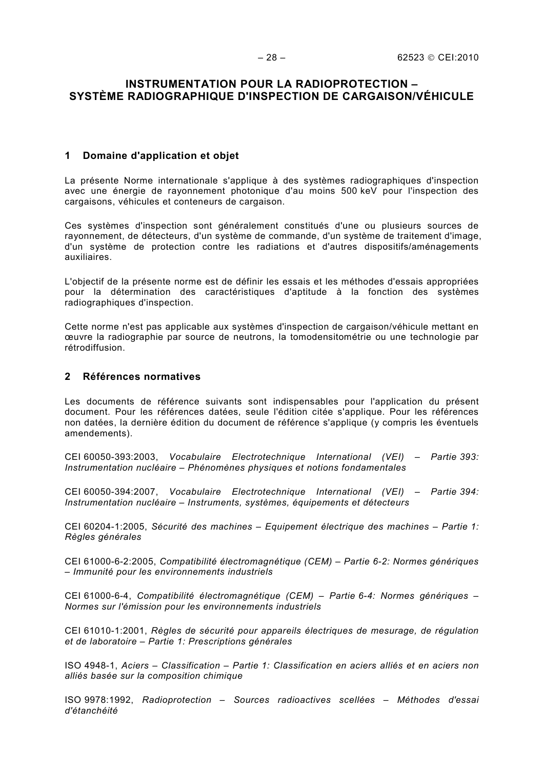# INSTRUMENTATION POUR LA RADIOPROTECTION – SYSTÈME RADIOGRAPHIQUE D'INSPECTION DE CARGAISON/VÉHICULE

## 1 Domaine d'application et objet

La présente Norme internationale s'applique à des systèmes radiographiques d'inspection avec une énergie de rayonnement photonique d'au moins 500 keV pour l'inspection des cargaisons, véhicules et conteneurs de cargaison.

Ces systèmes d'inspection sont généralement constitués d'une ou plusieurs sources de rayonnement, de détecteurs, d'un système de commande, d'un système de traitement d'image, d'un système de protection contre les radiations et d'autres dispositifs/aménagements auxiliaires.

L'objectif de la présente norme est de définir les essais et les méthodes d'essais appropriées pour la détermination des caractéristiques d'aptitude à la fonction des systèmes radiographiques d'inspection.

Cette norme n'est pas applicable aux systèmes d'inspection de cargaison/véhicule mettant en œuvre la radiographie par source de neutrons, la tomodensitométrie ou une technologie par rétrodiffusion.

## 2 Références normatives

Les documents de référence suivants sont indispensables pour l'application du présent document. Pour les références datées, seule l'édition citée s'applique. Pour les références non datées, la dernière édition du document de référence s'applique (y compris les éventuels amendements).

CEI 60050-393:2003, *Vocabulaire Electrotechnique International (VEI) – Partie 393: Instrumentation nucléaire – Phénomènes physiques et notions fondamentales*

CEI 60050-394:2007, *Vocabulaire Electrotechnique International (VEI) – Partie 394: Instrumentation nucléaire – Instruments, systèmes, équipements et détecteurs*

CEI 60204-1:2005, *Sécurité des machines – Equipement électrique des machines – Partie 1: Règles générales*

CEI 61000-6-2:2005, *Compatibilité électromagnétique (CEM) – Partie 6-2: Normes génériques – Immunité pour les environnements industriels*

CEI 61000-6-4, *Compatibilité électromagnétique (CEM) – Partie 6-4: Normes génériques – Normes sur l'émission pour les environnements industriels*

CEI 61010-1:2001, *Règles de sécurité pour appareils électriques de mesurage, de régulation et de laboratoire – Partie 1: Prescriptions générales*

ISO 4948-1, *Aciers – Classification – Partie 1: Classification en aciers alliés et en aciers non alliés basée sur la composition chimique*

ISO 9978:1992, *Radioprotection – Sources radioactives scellées – Méthodes d'essai d'étanchéité*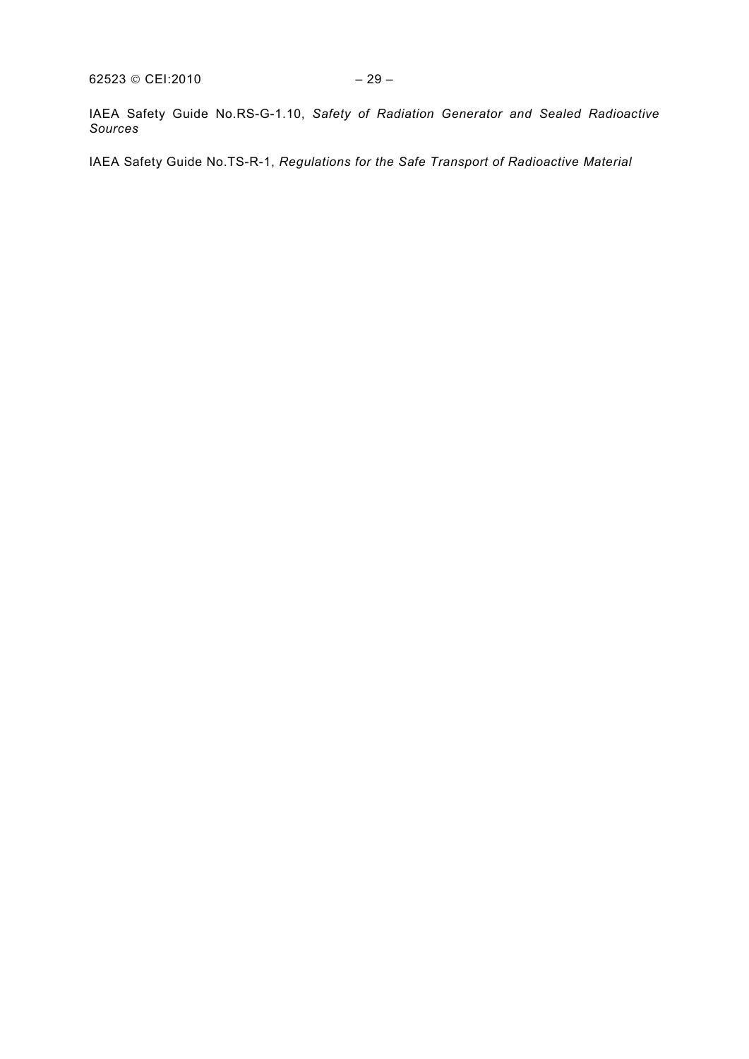IAEA Safety Guide No.RS-G-1.10, *Safety of Radiation Generator and Sealed Radioactive Sources*

IAEA Safety Guide No.TS-R-1, *Regulations for the Safe Transport of Radioactive Material*